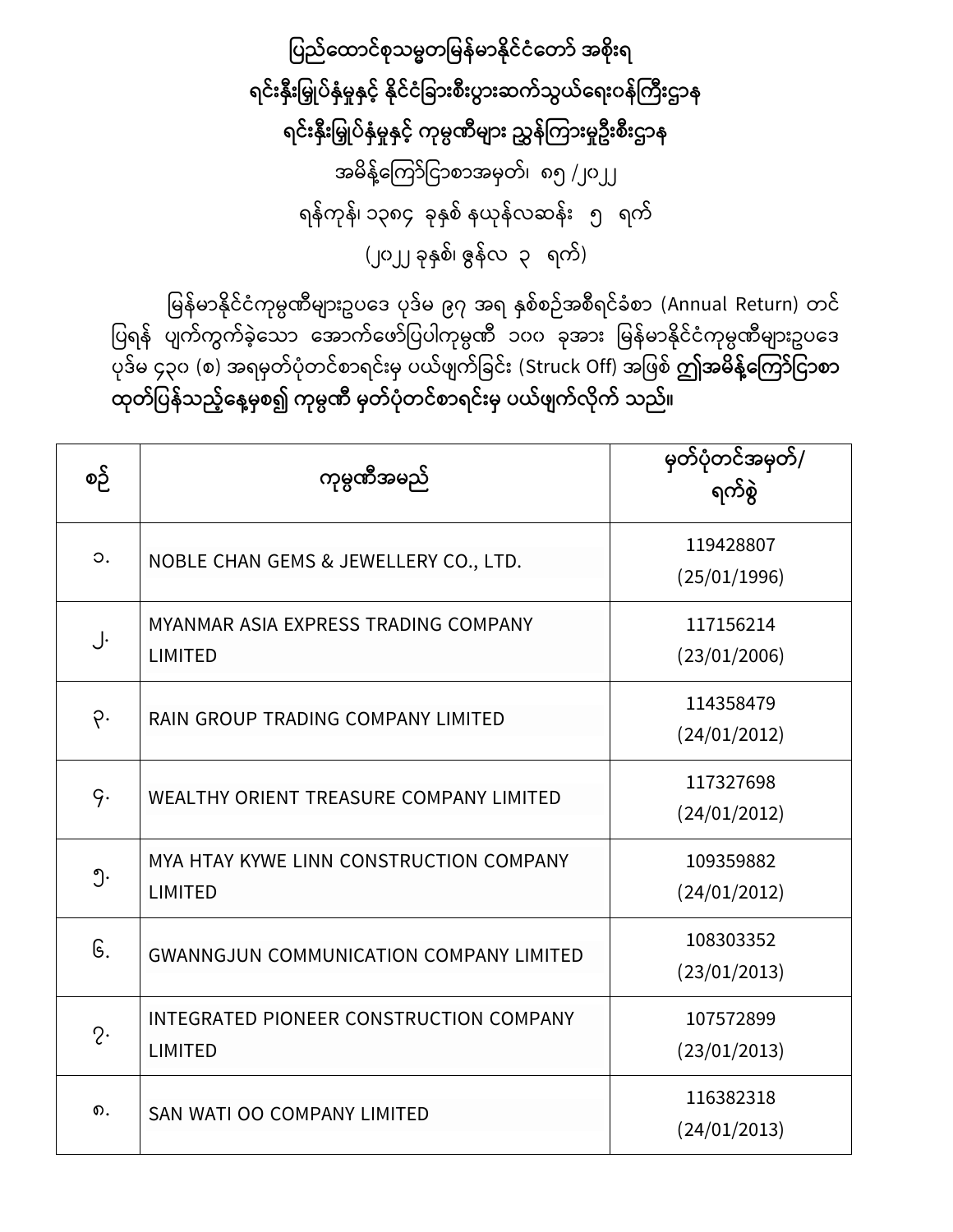**ပြည်ထောင်စုသမ္မတမြန်မာနိုင်ငံတော် အစိုးရ**

**ရင်းနှီးမြှုပ်နှံမှုနှင့် နိုင်ငံခြားစီးပွားဆက်သွယ်ရေးဝန်ကြီးဌာန**

**ရင်းနှီးမြှုပ်နှံမှုနှင့် ကုမ္ပဏီများ ညွှန်ကြားမှုဦးစီးဌာန**

အမိန့်ကြော်ငြာစာအမှတ်၊ ၈၅ /၂၀၂၂

ရန်ကုန်၊ ၁၃၈၄ ခုနှစ် နယုန်လဆန်း ၅ ရက်

(၂၀၂၂ ခုနှစ်၊ ဇွန်လ ၃ ရက်)

မြန်မာနိုင်ငံကုမ္ပဏီများဥပဒေ ပုဒ်မ ၉၇ အရ နှစ်စဉ်အစီရင်ခံစာ (Annual Return) တင်ပြရန် ပျက်ကွက်ခဲ့သော အောက်ဖော်ပြပါကုမ္ပဏီ ၁၀၀ ခုအား မြန်မာနိုင်ငံကုမ္ပဏီများဥပဒေ ပုဒ်မ ၄၃၀ (စ) အရမှတ်ပုံတင်စာရင်းမှ ပယ်ဖျက်ခြင်း (Struck Off) အဖြစ် **ဤအမိန့်ကြော်ငြာစာ ထုတ်ပြန်သည့်နေ့မှစ၍ ကုမ္ပဏီ မှတ်ပုံတင်စာရင်းမှ ပယ်ဖျက်လိုက် သည်။**

| စဉ် | ကုမ္ပဏီအမည် | မှတ်ပုံတင်အမှတ်/ ရက်စွဲ |
|---|---|---|
| ၁. | NOBLE CHAN GEMS & JEWELLERY CO., LTD. | 119428807 (25/01/1996) |
| ၂. | MYANMAR ASIA EXPRESS TRADING COMPANY LIMITED | 117156214 (23/01/2006) |
| ၃. | RAIN GROUP TRADING COMPANY LIMITED | 114358479 (24/01/2012) |
| ၄. | WEALTHY ORIENT TREASURE COMPANY LIMITED | 117327698 (24/01/2012) |
| ၅. | MYA HTAY KYWE LINN CONSTRUCTION COMPANY LIMITED | 109359882 (24/01/2012) |
| ၆. | GWANNGJUN COMMUNICATION COMPANY LIMITED | 108303352 (23/01/2013) |
| ၇. | INTEGRATED PIONEER CONSTRUCTION COMPANY LIMITED | 107572899 (23/01/2013) |
| ၈. | SAN WATI OO COMPANY LIMITED | 116382318 (24/01/2013) |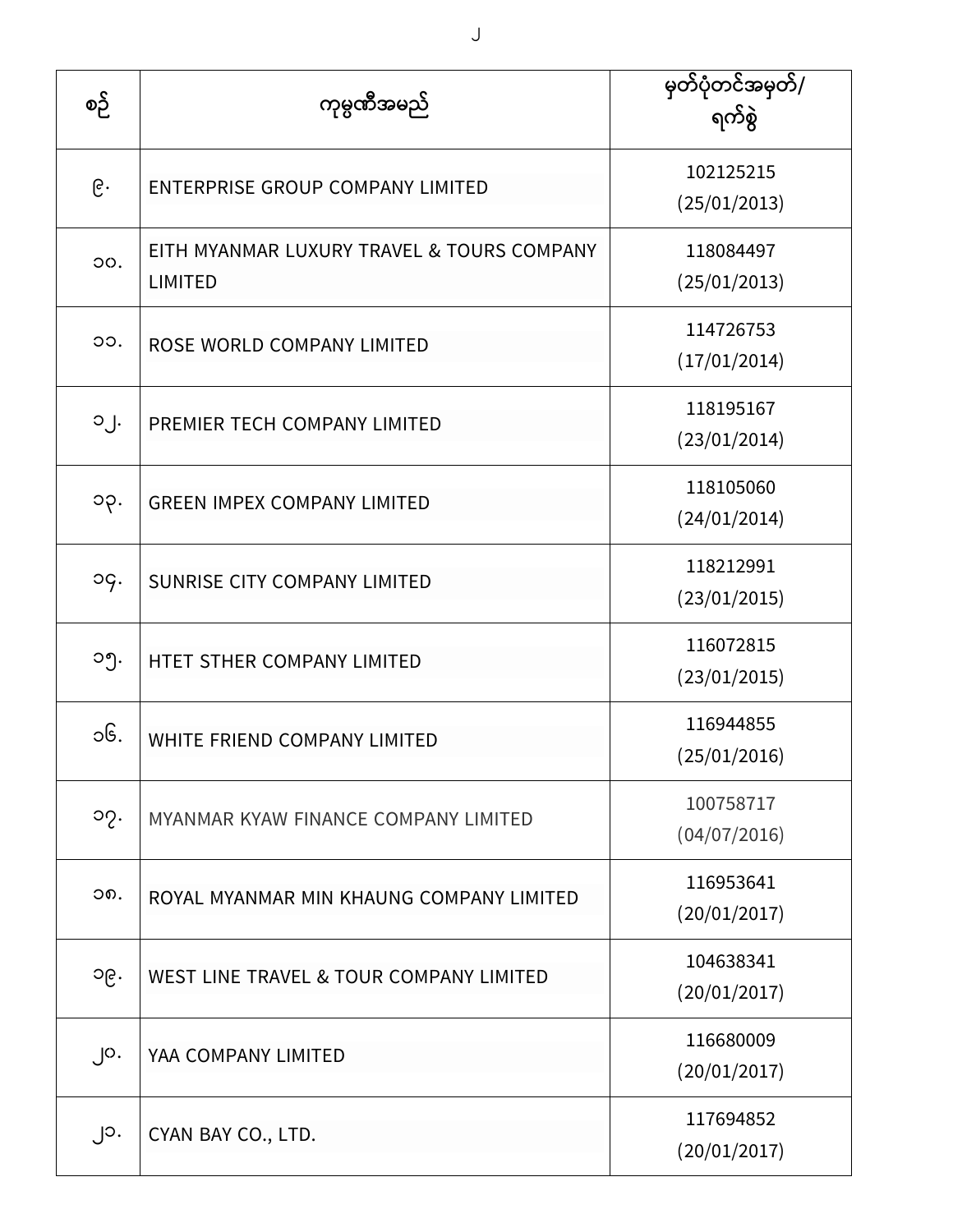| စဉ် | ကုမ္ပဏီအမည် | မှတ်ပုံတင်အမှတ်/ ရက်စွဲ |
|---|---|---|
| ၉. | ENTERPRISE GROUP COMPANY LIMITED | 102125215 (25/01/2013) |
| ၁၀. | EITH MYANMAR LUXURY TRAVEL & TOURS COMPANY LIMITED | 118084497 (25/01/2013) |
| ၁၁. | ROSE WORLD COMPANY LIMITED | 114726753 (17/01/2014) |
| ၁၂. | PREMIER TECH COMPANY LIMITED | 118195167 (23/01/2014) |
| ၁၃. | GREEN IMPEX COMPANY LIMITED | 118105060 (24/01/2014) |
| ၁၄. | SUNRISE CITY COMPANY LIMITED | 118212991 (23/01/2015) |
| ၁၅. | HTET STHER COMPANY LIMITED | 116072815 (23/01/2015) |
| ၁၆. | WHITE FRIEND COMPANY LIMITED | 116944855 (25/01/2016) |
| ၁၇. | MYANMAR KYAW FINANCE COMPANY LIMITED | 100758717 (04/07/2016) |
| ၁၈. | ROYAL MYANMAR MIN KHAUNG COMPANY LIMITED | 116953641 (20/01/2017) |
| ၁၉. | WEST LINE TRAVEL & TOUR COMPANY LIMITED | 104638341 (20/01/2017) |
| ၂၀. | YAA COMPANY LIMITED | 116680009 (20/01/2017) |
| ၂၁. | CYAN BAY CO., LTD. | 117694852 (20/01/2017) |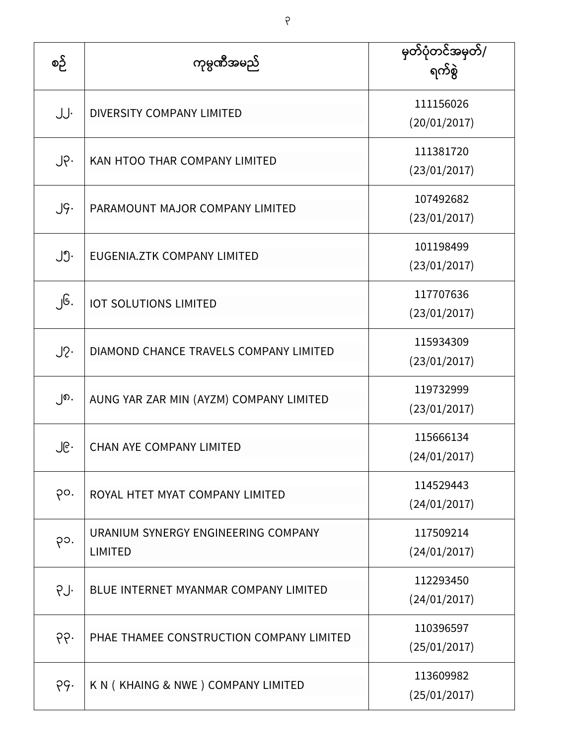| စဉ် | ကုမ္ပဏီအမည် | မှတ်ပုံတင်အမှတ်/ ရက်စွဲ |
|---|---|---|
| ၂၂. | DIVERSITY COMPANY LIMITED | 111156026 (20/01/2017) |
| ၂၃. | KAN HTOO THAR COMPANY LIMITED | 111381720 (23/01/2017) |
| ၂၄. | PARAMOUNT MAJOR COMPANY LIMITED | 107492682 (23/01/2017) |
| ၂၅. | EUGENIA.ZTK COMPANY LIMITED | 101198499 (23/01/2017) |
| ၂၆. | IOT SOLUTIONS LIMITED | 117707636 (23/01/2017) |
| ၂၇. | DIAMOND CHANCE TRAVELS COMPANY LIMITED | 115934309 (23/01/2017) |
| ၂၈. | AUNG YAR ZAR MIN (AYZM) COMPANY LIMITED | 119732999 (23/01/2017) |
| ၂၉. | CHAN AYE COMPANY LIMITED | 115666134 (24/01/2017) |
| ၃၀. | ROYAL HTET MYAT COMPANY LIMITED | 114529443 (24/01/2017) |
| ၃၁. | URANIUM SYNERGY ENGINEERING COMPANY LIMITED | 117509214 (24/01/2017) |
| ၃၂. | BLUE INTERNET MYANMAR COMPANY LIMITED | 112293450 (24/01/2017) |
| ၃၃. | PHAE THAMEE CONSTRUCTION COMPANY LIMITED | 110396597 (25/01/2017) |
| ၃၄. | K N ( KHAING & NWE ) COMPANY LIMITED | 113609982 (25/01/2017) |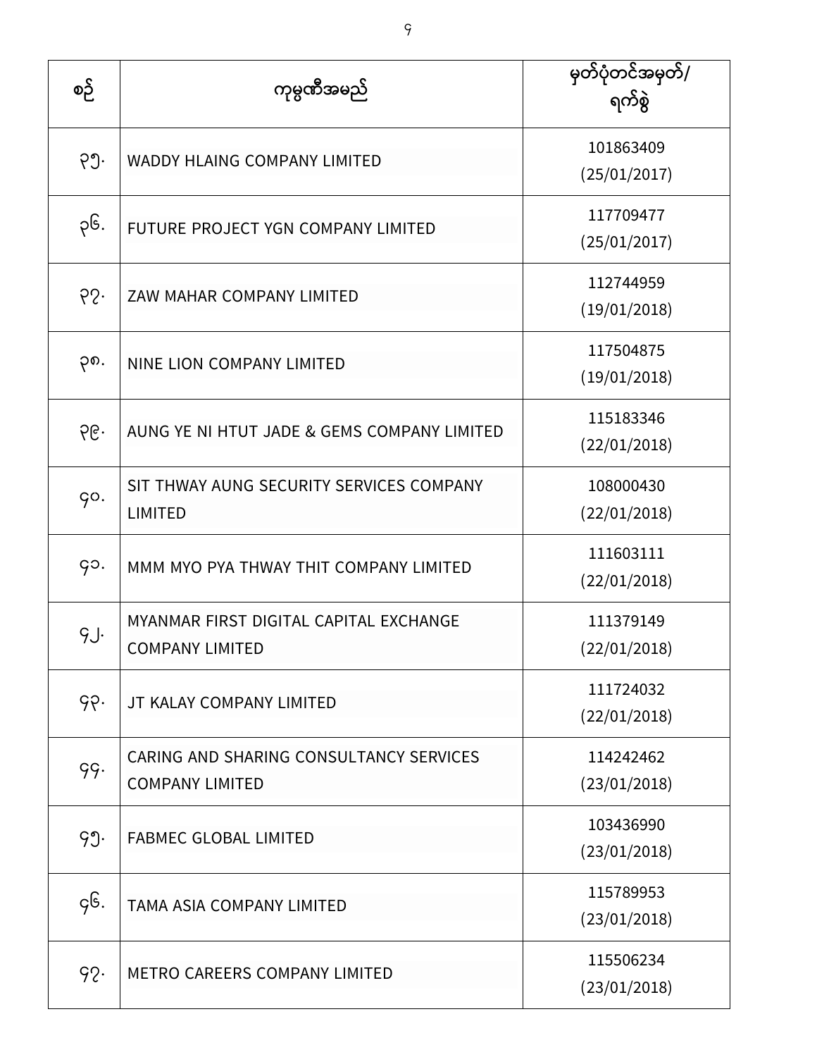| စဉ် | ကုမ္ပဏီအမည် | မှတ်ပုံတင်အမှတ်/ ရက်စွဲ |
|---|---|---|
| ၃၅. | WADDY HLAING COMPANY LIMITED | 101863409 (25/01/2017) |
| ၃၆. | FUTURE PROJECT YGN COMPANY LIMITED | 117709477 (25/01/2017) |
| ၃၇. | ZAW MAHAR COMPANY LIMITED | 112744959 (19/01/2018) |
| ၃၈. | NINE LION COMPANY LIMITED | 117504875 (19/01/2018) |
| ၃၉. | AUNG YE NI HTUT JADE & GEMS COMPANY LIMITED | 115183346 (22/01/2018) |
| ၄၀. | SIT THWAY AUNG SECURITY SERVICES COMPANY LIMITED | 108000430 (22/01/2018) |
| ၄၁. | MMM MYO PYA THWAY THIT COMPANY LIMITED | 111603111 (22/01/2018) |
| ၄၂. | MYANMAR FIRST DIGITAL CAPITAL EXCHANGE COMPANY LIMITED | 111379149 (22/01/2018) |
| ၄၃. | JT KALAY COMPANY LIMITED | 111724032 (22/01/2018) |
| ၄၄. | CARING AND SHARING CONSULTANCY SERVICES COMPANY LIMITED | 114242462 (23/01/2018) |
| ၄၅. | FABMEC GLOBAL LIMITED | 103436990 (23/01/2018) |
| ၄၆. | TAMA ASIA COMPANY LIMITED | 115789953 (23/01/2018) |
| ၄၇. | METRO CAREERS COMPANY LIMITED | 115506234 (23/01/2018) |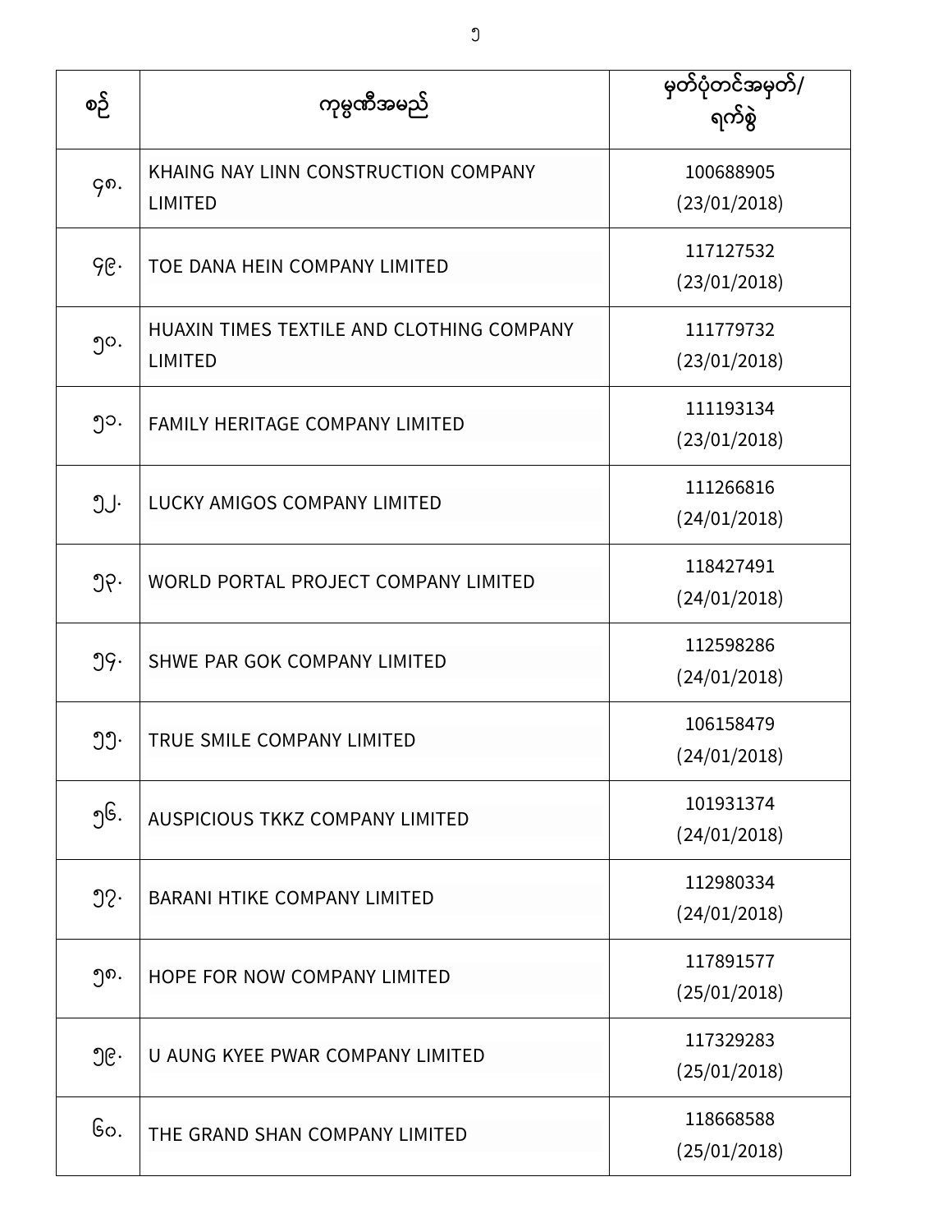| စဉ် | ကုမ္ပဏီအမည် | မှတ်ပုံတင်အမှတ်/ ရက်စွဲ |
| --- | --- | --- |
| ၄၈. | KHAING NAY LINN CONSTRUCTION COMPANY LIMITED | 100688905 (23/01/2018) |
| ၄၉. | TOE DANA HEIN COMPANY LIMITED | 117127532 (23/01/2018) |
| ၅၀. | HUAXIN TIMES TEXTILE AND CLOTHING COMPANY LIMITED | 111779732 (23/01/2018) |
| ၅၁. | FAMILY HERITAGE COMPANY LIMITED | 111193134 (23/01/2018) |
| ၅၂. | LUCKY AMIGOS COMPANY LIMITED | 111266816 (24/01/2018) |
| ၅၃. | WORLD PORTAL PROJECT COMPANY LIMITED | 118427491 (24/01/2018) |
| ၅၄. | SHWE PAR GOK COMPANY LIMITED | 112598286 (24/01/2018) |
| ၅၅. | TRUE SMILE COMPANY LIMITED | 106158479 (24/01/2018) |
| ၅၆. | AUSPICIOUS TKKZ COMPANY LIMITED | 101931374 (24/01/2018) |
| ၅၇. | BARANI HTIKE COMPANY LIMITED | 112980334 (24/01/2018) |
| ၅၈. | HOPE FOR NOW COMPANY LIMITED | 117891577 (25/01/2018) |
| ၅၉. | U AUNG KYEE PWAR COMPANY LIMITED | 117329283 (25/01/2018) |
| ၆၀. | THE GRAND SHAN COMPANY LIMITED | 118668588 (25/01/2018) |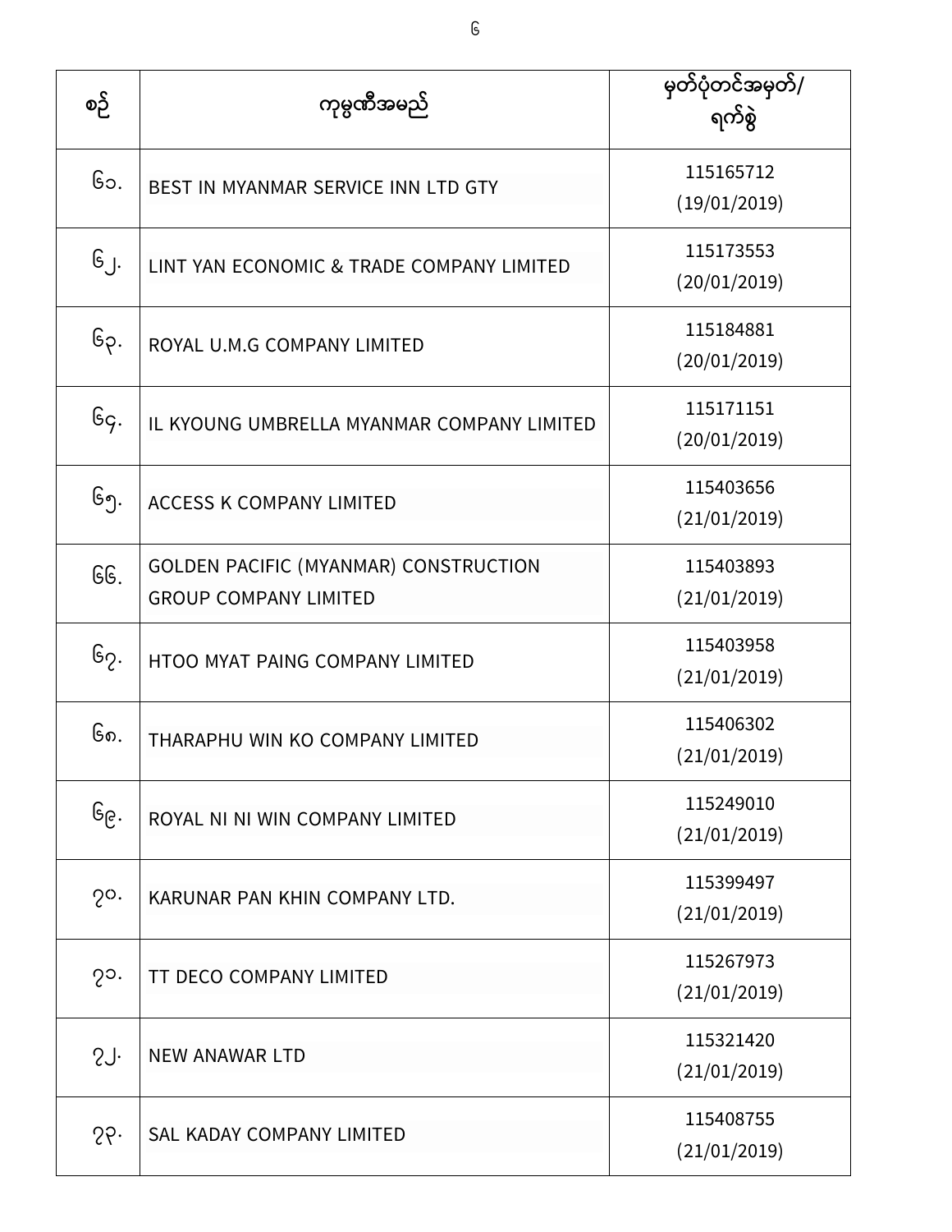| စဉ် | ကုမ္ပဏီအမည် | မှတ်ပုံတင်အမှတ်/ ရက်စွဲ |
| --- | --- | --- |
| ၆၁. | BEST IN MYANMAR SERVICE INN LTD GTY | 115165712 (19/01/2019) |
| ၆၂. | LINT YAN ECONOMIC & TRADE COMPANY LIMITED | 115173553 (20/01/2019) |
| ၆၃. | ROYAL U.M.G COMPANY LIMITED | 115184881 (20/01/2019) |
| ၆၄. | IL KYOUNG UMBRELLA MYANMAR COMPANY LIMITED | 115171151 (20/01/2019) |
| ၆၅. | ACCESS K COMPANY LIMITED | 115403656 (21/01/2019) |
| ၆၆. | GOLDEN PACIFIC (MYANMAR) CONSTRUCTION GROUP COMPANY LIMITED | 115403893 (21/01/2019) |
| ၆၇. | HTOO MYAT PAING COMPANY LIMITED | 115403958 (21/01/2019) |
| ၆၈. | THARAPHU WIN KO COMPANY LIMITED | 115406302 (21/01/2019) |
| ၆၉. | ROYAL NI NI WIN COMPANY LIMITED | 115249010 (21/01/2019) |
| ၇၀. | KARUNAR PAN KHIN COMPANY LTD. | 115399497 (21/01/2019) |
| ၇၁. | TT DECO COMPANY LIMITED | 115267973 (21/01/2019) |
| ၇၂. | NEW ANAWAR LTD | 115321420 (21/01/2019) |
| ၇၃. | SAL KADAY COMPANY LIMITED | 115408755 (21/01/2019) |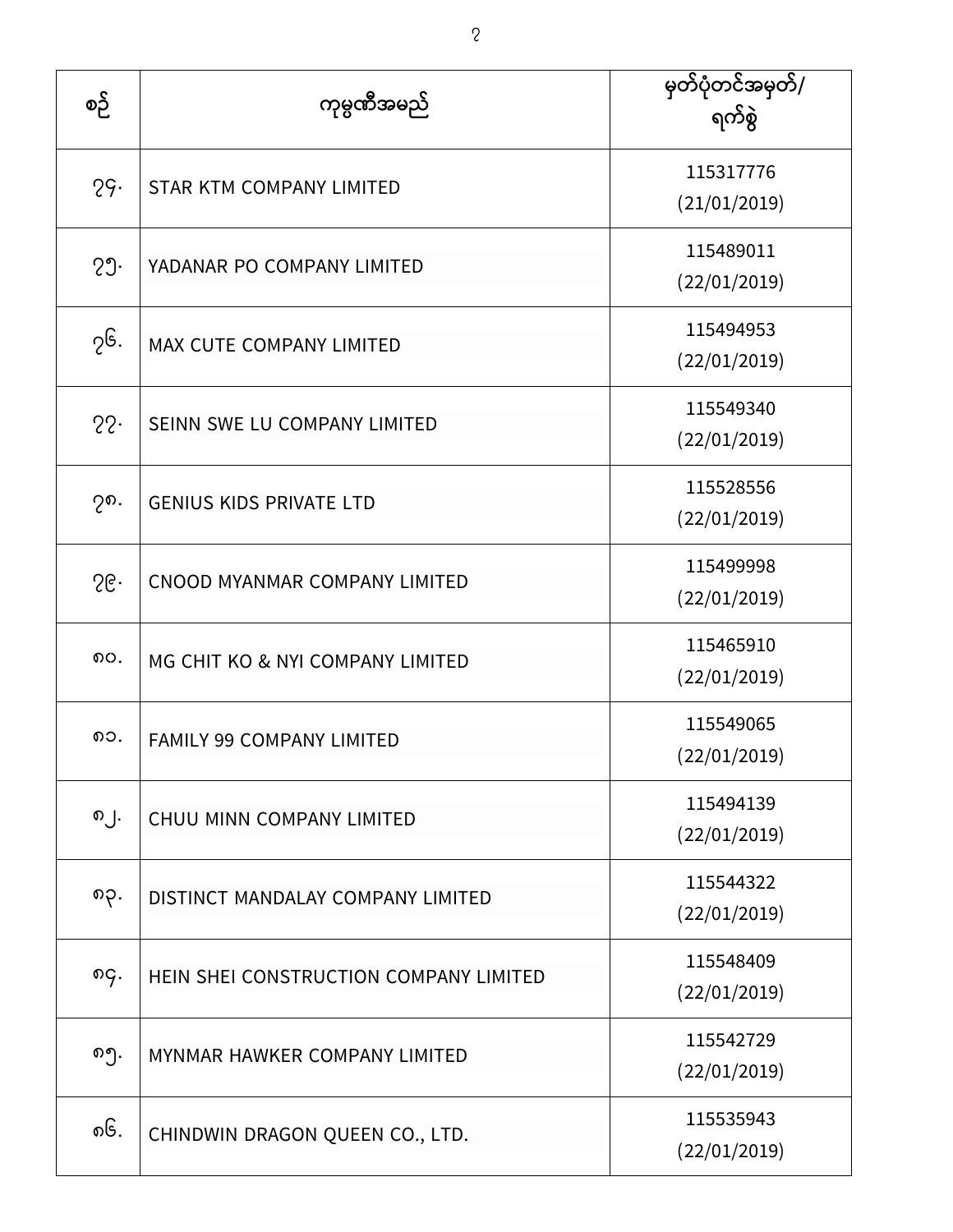| စဉ် | ကုမ္ပဏီအမည် | မှတ်ပုံတင်အမှတ်/ ရက်စွဲ |
| --- | --- | --- |
| ၇၄. | STAR KTM COMPANY LIMITED | 115317776 (21/01/2019) |
| ၇၅. | YADANAR PO COMPANY LIMITED | 115489011 (22/01/2019) |
| ၇၆. | MAX CUTE COMPANY LIMITED | 115494953 (22/01/2019) |
| ၇၇. | SEINN SWE LU COMPANY LIMITED | 115549340 (22/01/2019) |
| ၇၈. | GENIUS KIDS PRIVATE LTD | 115528556 (22/01/2019) |
| ၇၉. | CNOOD MYANMAR COMPANY LIMITED | 115499998 (22/01/2019) |
| ၈၀. | MG CHIT KO & NYI COMPANY LIMITED | 115465910 (22/01/2019) |
| ၈၁. | FAMILY 99 COMPANY LIMITED | 115549065 (22/01/2019) |
| ၈၂. | CHUU MINN COMPANY LIMITED | 115494139 (22/01/2019) |
| ၈၃. | DISTINCT MANDALAY COMPANY LIMITED | 115544322 (22/01/2019) |
| ၈၄. | HEIN SHEI CONSTRUCTION COMPANY LIMITED | 115548409 (22/01/2019) |
| ၈၅. | MYNMAR HAWKER COMPANY LIMITED | 115542729 (22/01/2019) |
| ၈၆. | CHINDWIN DRAGON QUEEN CO., LTD. | 115535943 (22/01/2019) |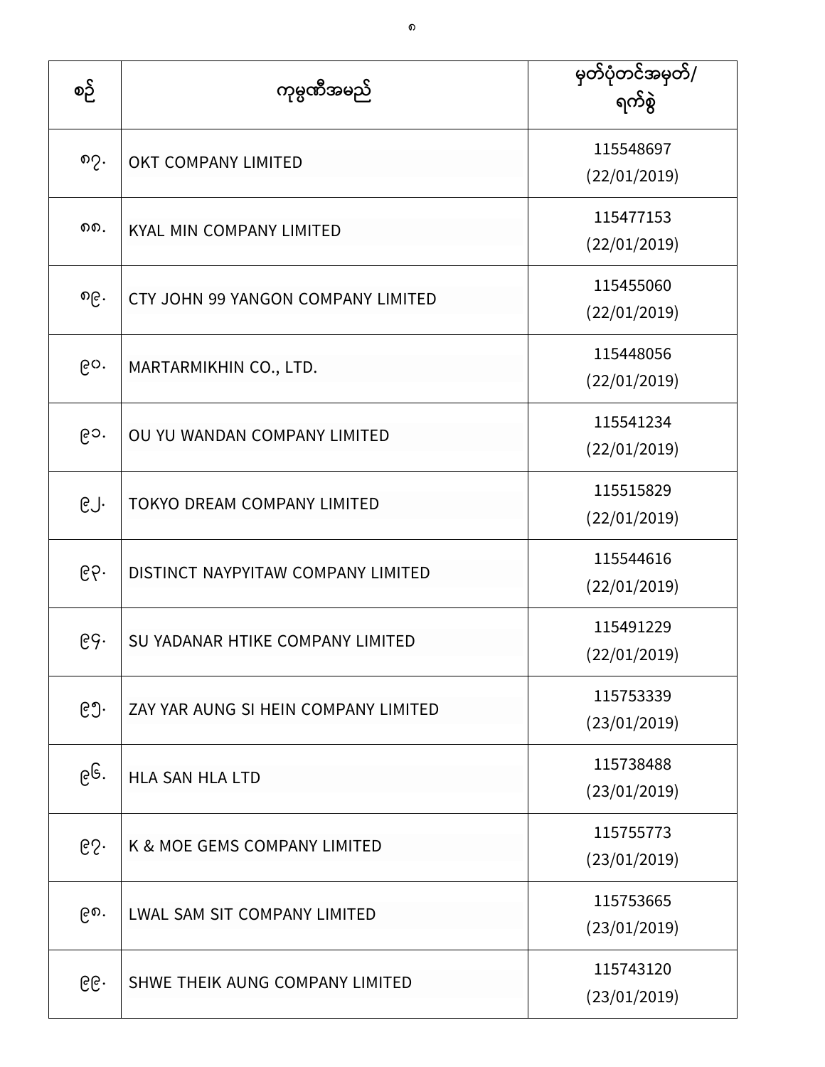| စဉ် | ကုမ္ပဏီအမည် | မှတ်ပုံတင်အမှတ်/ ရက်စွဲ |
| --- | --- | --- |
| ၈၇. | OKT COMPANY LIMITED | 115548697 (22/01/2019) |
| ၈၈. | KYAL MIN COMPANY LIMITED | 115477153 (22/01/2019) |
| ၈၉. | CTY JOHN 99 YANGON COMPANY LIMITED | 115455060 (22/01/2019) |
| ၉၀. | MARTARMIKHIN CO., LTD. | 115448056 (22/01/2019) |
| ၉၁. | OU YU WANDAN COMPANY LIMITED | 115541234 (22/01/2019) |
| ၉၂. | TOKYO DREAM COMPANY LIMITED | 115515829 (22/01/2019) |
| ၉၃. | DISTINCT NAYPYITAW COMPANY LIMITED | 115544616 (22/01/2019) |
| ၉၄. | SU YADANAR HTIKE COMPANY LIMITED | 115491229 (22/01/2019) |
| ၉၅. | ZAY YAR AUNG SI HEIN COMPANY LIMITED | 115753339 (23/01/2019) |
| ၉၆. | HLA SAN HLA LTD | 115738488 (23/01/2019) |
| ၉၇. | K & MOE GEMS COMPANY LIMITED | 115755773 (23/01/2019) |
| ၉၈. | LWAL SAM SIT COMPANY LIMITED | 115753665 (23/01/2019) |
| ၉၉. | SHWE THEIK AUNG COMPANY LIMITED | 115743120 (23/01/2019) |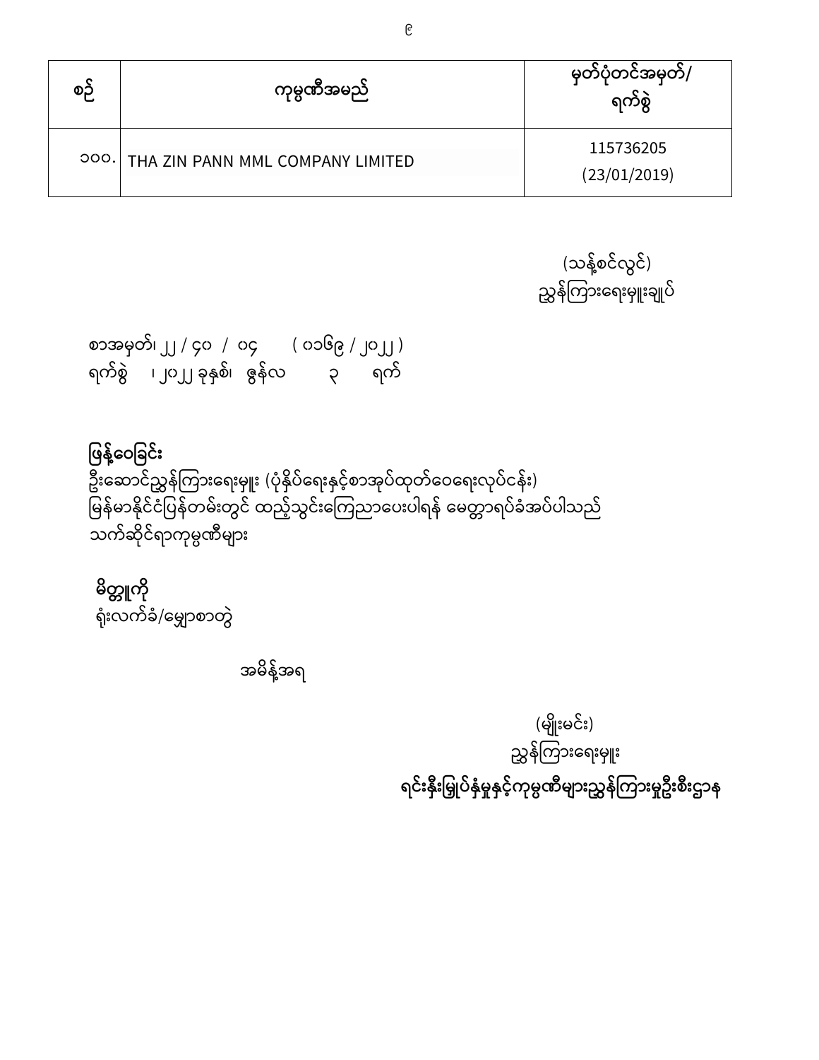| စဉ် | ကုမ္ပဏီအမည် | မှတ်ပုံတင်အမှတ်/ ရက်စွဲ |
|---|---|---|
| ၁၀၀. | THA ZIN PANN MML COMPANY LIMITED | 115736205 (23/01/2019) |

(သန့်စင်လွင်)
ညွှန်ကြားရေးမှူးချုပ်

စာအမှတ်၊ ၂၂ / ၄၀ / ၀၄ ( ၀၁၆၉ / ၂၀၂၂ )
ရက်စွဲ ၊ ၂၀၂၂ ခုနှစ်၊ ဇွန်လ ၃ ရက်

**ဖြန့်ဝေခြင်း**
ဦးဆောင်ညွှန်ကြားရေးမှူး (ပုံနှိပ်ရေးနှင့်စာအုပ်ထုတ်ဝေရေးလုပ်ငန်း)
မြန်မာနိုင်ငံပြန်တမ်းတွင် ထည့်သွင်းကြေညာပေးပါရန် မေတ္တာရပ်ခံအပ်ပါသည်
သက်ဆိုင်ရာကုမ္ပဏီများ

**မိတ္တူကို**
ရုံးလက်ခံ/မျှောစာတွဲ

အမိန့်အရ

(မျိုးမင်း)
ညွှန်ကြားရေးမှူး
**ရင်းနှီးမြှုပ်နှံမှုနှင့်ကုမ္ပဏီများညွှန်ကြားမှုဦးစီးဌာန**